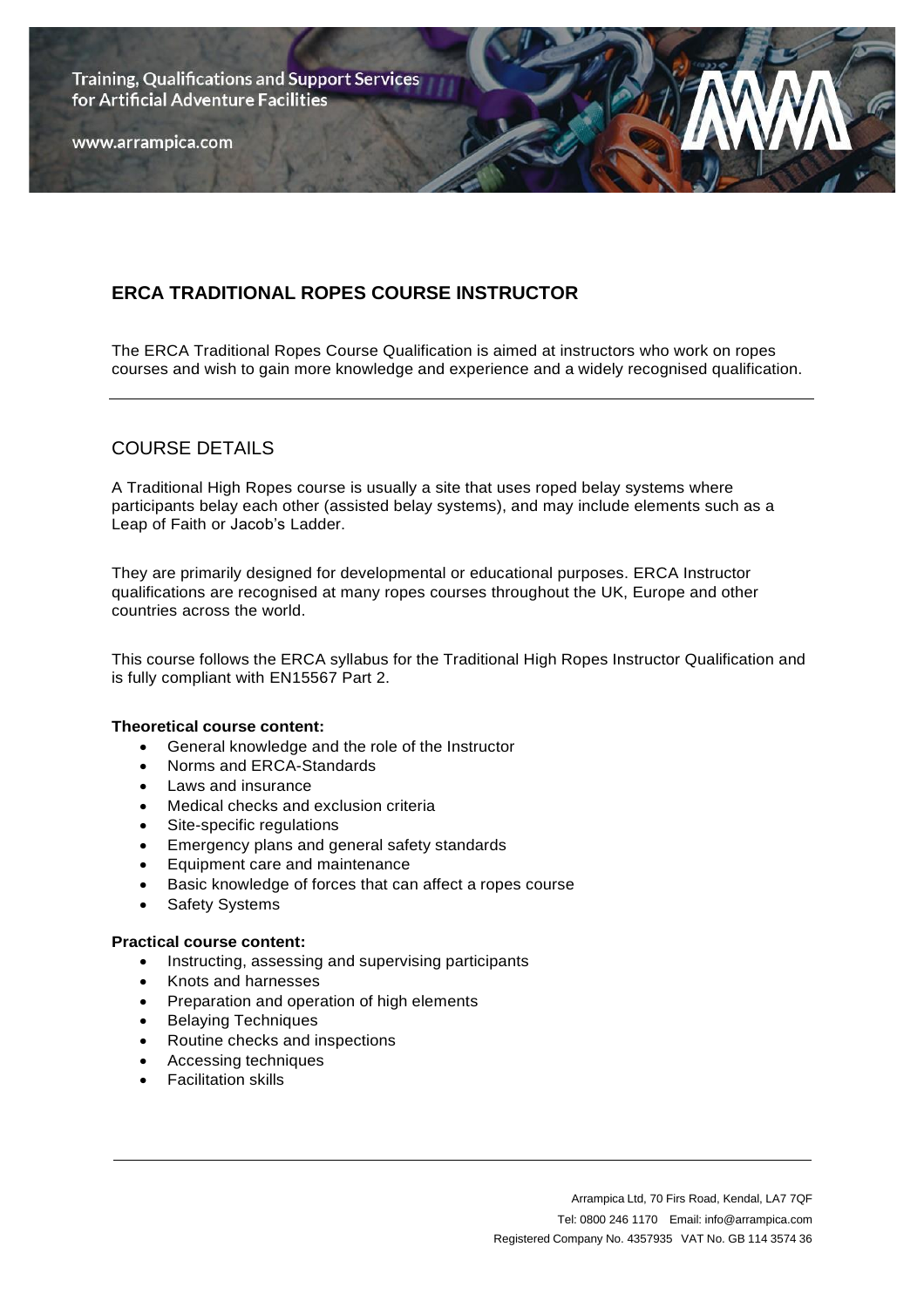Training, Qualifications and Support Services for Artificial Adventure Facilities

www.arrampica.com

# ERCA TRADITIONAL ROPES COURSE INSTRUCTOR

The ERCA Traditional Ropes Course Qualification is aimed at instructors who work on ropes courses and wish to gain more knowledge and experience and a widely recognised qualification.

---

## COURSE DETAILS

A Traditional High Ropes course is usually a site that uses roped belay systems where participants belay each other (assisted belay systems), and may include elements such as a Leap of Faith or Jacob's Ladder.

They are primarily designed for developmental or educational purposes. ERCA Instructor qualifications are recognised at many ropes courses throughout the UK, Europe and other countries across the world.

This course follows the ERCA syllabus for the Traditional High Ropes Instructor Qualification and is fully compliant with EN15567 Part 2.

**Theoretical course content:**

- General knowledge and the role of the Instructor
- Norms and ERCA-Standards
- Laws and insurance
- Medical checks and exclusion criteria
- Site-specific regulations
- Emergency plans and general safety standards
- Equipment care and maintenance
- Basic knowledge of forces that can affect a ropes course
- Safety Systems

**Practical course content:**

- Instructing, assessing and supervising participants
- Knots and harnesses
- Preparation and operation of high elements
- Belaying Techniques
- Routine checks and inspections
- Accessing techniques
- Facilitation skills

---

Arrampica Ltd, 70 Firs Road, Kendal, LA7 7QF
Tel: 0800 246 1170 Email: info@arrampica.com
Registered Company No. 4357935 VAT No. GB 114 3574 36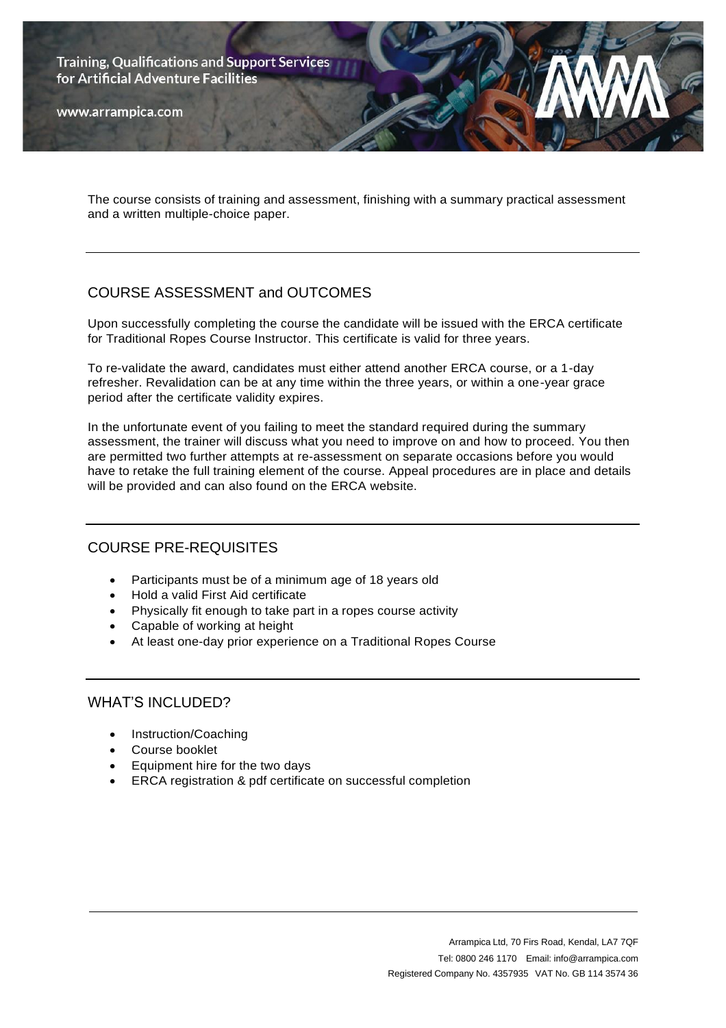The course consists of training and assessment, finishing with a summary practical assessment and a written multiple-choice paper.

## COURSE ASSESSMENT and OUTCOMES

Upon successfully completing the course the candidate will be issued with the ERCA certificate for Traditional Ropes Course Instructor. This certificate is valid for three years.

To re-validate the award, candidates must either attend another ERCA course, or a 1-day refresher. Revalidation can be at any time within the three years, or within a one-year grace period after the certificate validity expires.

In the unfortunate event of you failing to meet the standard required during the summary assessment, the trainer will discuss what you need to improve on and how to proceed. You then are permitted two further attempts at re-assessment on separate occasions before you would have to retake the full training element of the course. Appeal procedures are in place and details will be provided and can also found on the ERCA website.

## COURSE PRE-REQUISITES

- Participants must be of a minimum age of 18 years old
- Hold a valid First Aid certificate
- Physically fit enough to take part in a ropes course activity
- Capable of working at height
- At least one-day prior experience on a Traditional Ropes Course

## WHAT'S INCLUDED?

- Instruction/Coaching
- Course booklet
- Equipment hire for the two days
- ERCA registration & pdf certificate on successful completion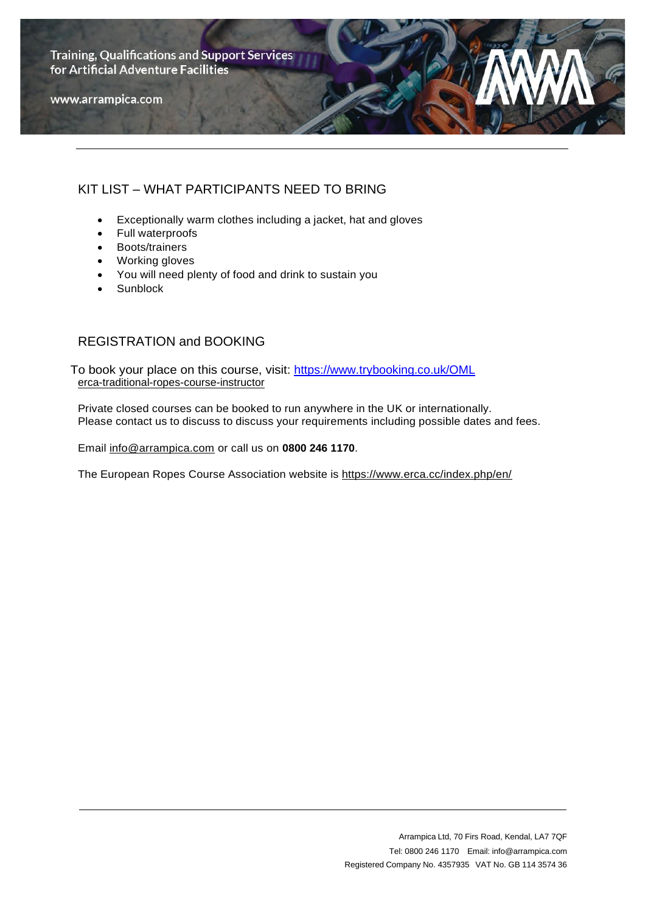## KIT LIST – WHAT PARTICIPANTS NEED TO BRING

- Exceptionally warm clothes including a jacket, hat and gloves
- Full waterproofs
- Boots/trainers
- Working gloves
- You will need plenty of food and drink to sustain you
- Sunblock

## REGISTRATION and BOOKING

To book your place on this course, visit: https://www.trybooking.co.uk/OML erca-traditional-ropes-course-instructor

Private closed courses can be booked to run anywhere in the UK or internationally. Please contact us to discuss to discuss your requirements including possible dates and fees.

Email info@arrampica.com or call us on **0800 246 1170**.

The European Ropes Course Association website is https://www.erca.cc/index.php/en/